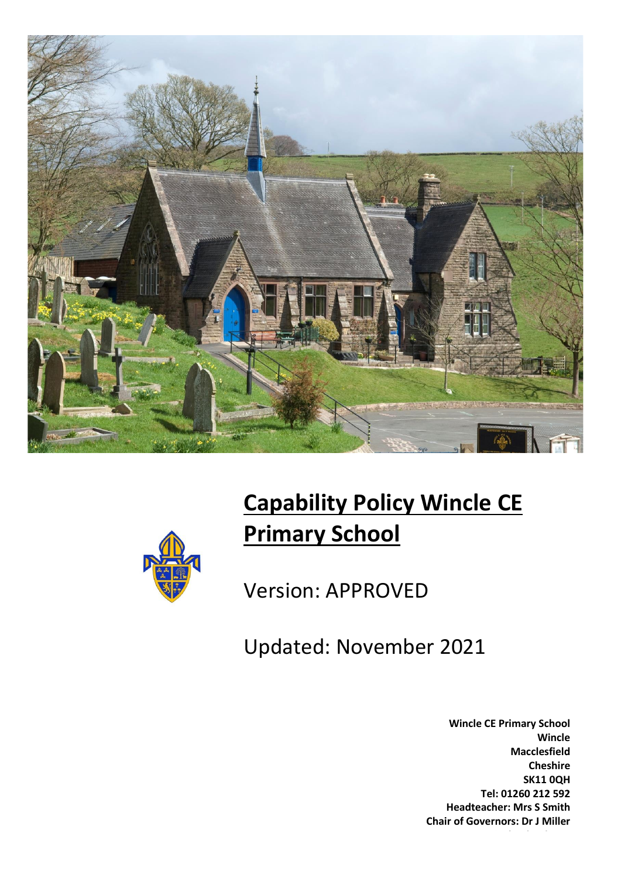# Capability Policy Wincle CE Primary School

Version: APPROVED

Updated: November 2021

**Wincle CE Primary School**
**Wincle**
**Macclesfield**
**Cheshire**
**SK11 0QH**
**Tel: 01260 212 592**
**Headteacher: Mrs S Smith**
**Chair of Governors: Dr J Miller**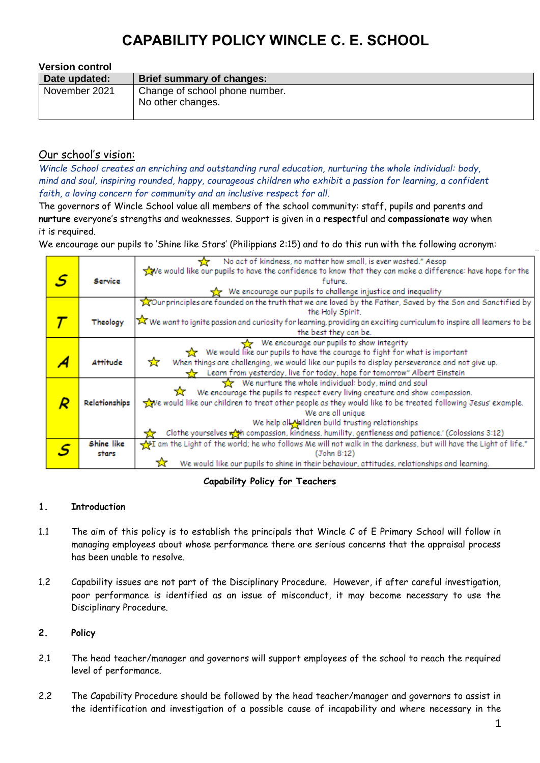# CAPABILITY POLICY WINCLE C. E. SCHOOL

**Version control**

| Date updated: | Brief summary of changes: |
|---|---|
| November 2021 | Change of school phone number.<br>No other changes. |

## Our school's vision:

*Wincle School creates an enriching and outstanding rural education, nurturing the whole individual: body, mind and soul, inspiring rounded, happy, courageous children who exhibit a passion for learning, a confident faith, a loving concern for community and an inclusive respect for all.*

The governors of Wincle School value all members of the school community: staff, pupils and parents and **nurture** everyone's strengths and weaknesses. Support is given in a **respect**ful and **compassionate** way when it is required.

We encourage our pupils to 'Shine like Stars' (Philippians 2:15) and to do this run with the following acronym:

| | | |
|---|---|---|
| **S** | **Service** | ☆ No act of kindness, no matter how small, is ever wasted." Aesop<br>☆ We would like our pupils to have the confidence to know that they can make a difference: have hope for the future.<br>☆ We encourage our pupils to challenge injustice and inequality |
| **T** | **Theology** | ☆ Our principles are founded on the truth that we are loved by the Father, Saved by the Son and Sanctified by the Holy Spirit.<br>☆ We want to ignite passion and curiosity for learning, providing an exciting curriculum to inspire all learners to be the best they can be. |
| **A** | **Attitude** | ☆ We encourage our pupils to show integrity<br>☆ We would like our pupils to have the courage to fight for what is important<br>☆ When things are challenging, we would like our pupils to display perseverance and not give up.<br>☆ Learn from yesterday, live for today, hope for tomorrow" Albert Einstein |
| **R** | **Relationships** | ☆ We nurture the whole individual: body, mind and soul<br>☆ We encourage the pupils to respect every living creature and show compassion.<br>☆ We would like our children to treat other people as they would like to be treated following Jesus' example. We are all unique<br>☆ We help all children build trusting relationships<br>☆ Clothe yourselves with compassion, kindness, humility, gentleness and patience.' (Colossians 3:12) |
| **S** | **Shine like stars** | ☆ I am the Light of the world; he who follows Me will not walk in the darkness, but will have the Light of life." (John 8:12)<br>☆ We would like our pupils to shine in their behaviour, attitudes, relationships and learning. |

**Capability Policy for Teachers**

**1. Introduction**

1.1 The aim of this policy is to establish the principals that Wincle C of E Primary School will follow in managing employees about whose performance there are serious concerns that the appraisal process has been unable to resolve.

1.2 Capability issues are not part of the Disciplinary Procedure. However, if after careful investigation, poor performance is identified as an issue of misconduct, it may become necessary to use the Disciplinary Procedure.

**2. Policy**

2.1 The head teacher/manager and governors will support employees of the school to reach the required level of performance.

2.2 The Capability Procedure should be followed by the head teacher/manager and governors to assist in the identification and investigation of a possible cause of incapability and where necessary in the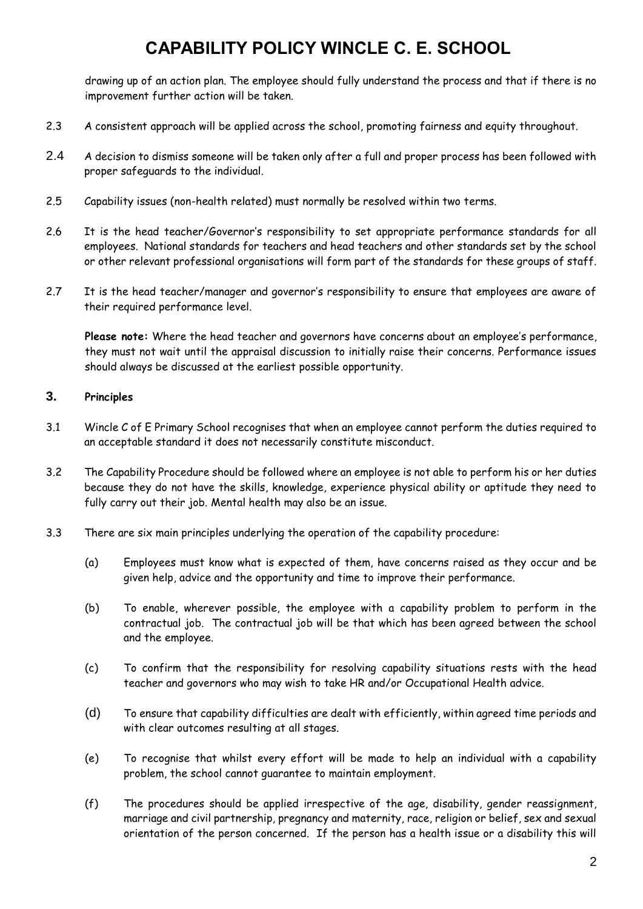drawing up of an action plan. The employee should fully understand the process and that if there is no improvement further action will be taken.

2.3 A consistent approach will be applied across the school, promoting fairness and equity throughout.

2.4 A decision to dismiss someone will be taken only after a full and proper process has been followed with proper safeguards to the individual.

2.5 Capability issues (non-health related) must normally be resolved within two terms.

2.6 It is the head teacher/Governor's responsibility to set appropriate performance standards for all employees. National standards for teachers and head teachers and other standards set by the school or other relevant professional organisations will form part of the standards for these groups of staff.

2.7 It is the head teacher/manager and governor's responsibility to ensure that employees are aware of their required performance level.

**Please note:** Where the head teacher and governors have concerns about an employee's performance, they must not wait until the appraisal discussion to initially raise their concerns. Performance issues should always be discussed at the earliest possible opportunity.

## 3. Principles

3.1 Wincle C of E Primary School recognises that when an employee cannot perform the duties required to an acceptable standard it does not necessarily constitute misconduct.

3.2 The Capability Procedure should be followed where an employee is not able to perform his or her duties because they do not have the skills, knowledge, experience physical ability or aptitude they need to fully carry out their job. Mental health may also be an issue.

3.3 There are six main principles underlying the operation of the capability procedure:

(a) Employees must know what is expected of them, have concerns raised as they occur and be given help, advice and the opportunity and time to improve their performance.

(b) To enable, wherever possible, the employee with a capability problem to perform in the contractual job. The contractual job will be that which has been agreed between the school and the employee.

(c) To confirm that the responsibility for resolving capability situations rests with the head teacher and governors who may wish to take HR and/or Occupational Health advice.

(d) To ensure that capability difficulties are dealt with efficiently, within agreed time periods and with clear outcomes resulting at all stages.

(e) To recognise that whilst every effort will be made to help an individual with a capability problem, the school cannot guarantee to maintain employment.

(f) The procedures should be applied irrespective of the age, disability, gender reassignment, marriage and civil partnership, pregnancy and maternity, race, religion or belief, sex and sexual orientation of the person concerned. If the person has a health issue or a disability this will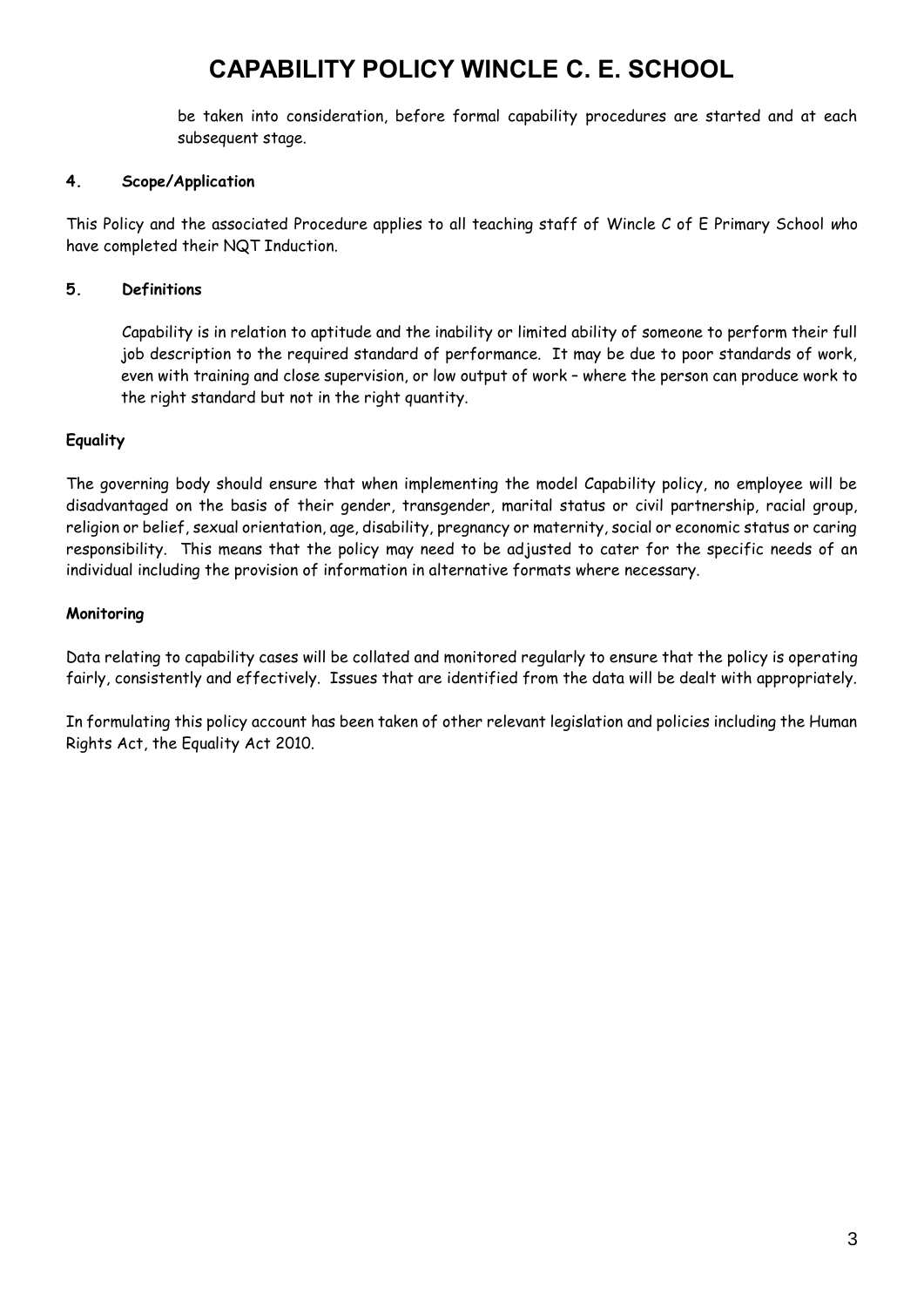be taken into consideration, before formal capability procedures are started and at each subsequent stage.

**4. Scope/Application**

This Policy and the associated Procedure applies to all teaching staff of Wincle C of E Primary School who have completed their NQT Induction.

**5. Definitions**

Capability is in relation to aptitude and the inability or limited ability of someone to perform their full job description to the required standard of performance. It may be due to poor standards of work, even with training and close supervision, or low output of work – where the person can produce work to the right standard but not in the right quantity.

**Equality**

The governing body should ensure that when implementing the model Capability policy, no employee will be disadvantaged on the basis of their gender, transgender, marital status or civil partnership, racial group, religion or belief, sexual orientation, age, disability, pregnancy or maternity, social or economic status or caring responsibility. This means that the policy may need to be adjusted to cater for the specific needs of an individual including the provision of information in alternative formats where necessary.

**Monitoring**

Data relating to capability cases will be collated and monitored regularly to ensure that the policy is operating fairly, consistently and effectively. Issues that are identified from the data will be dealt with appropriately.

In formulating this policy account has been taken of other relevant legislation and policies including the Human Rights Act, the Equality Act 2010.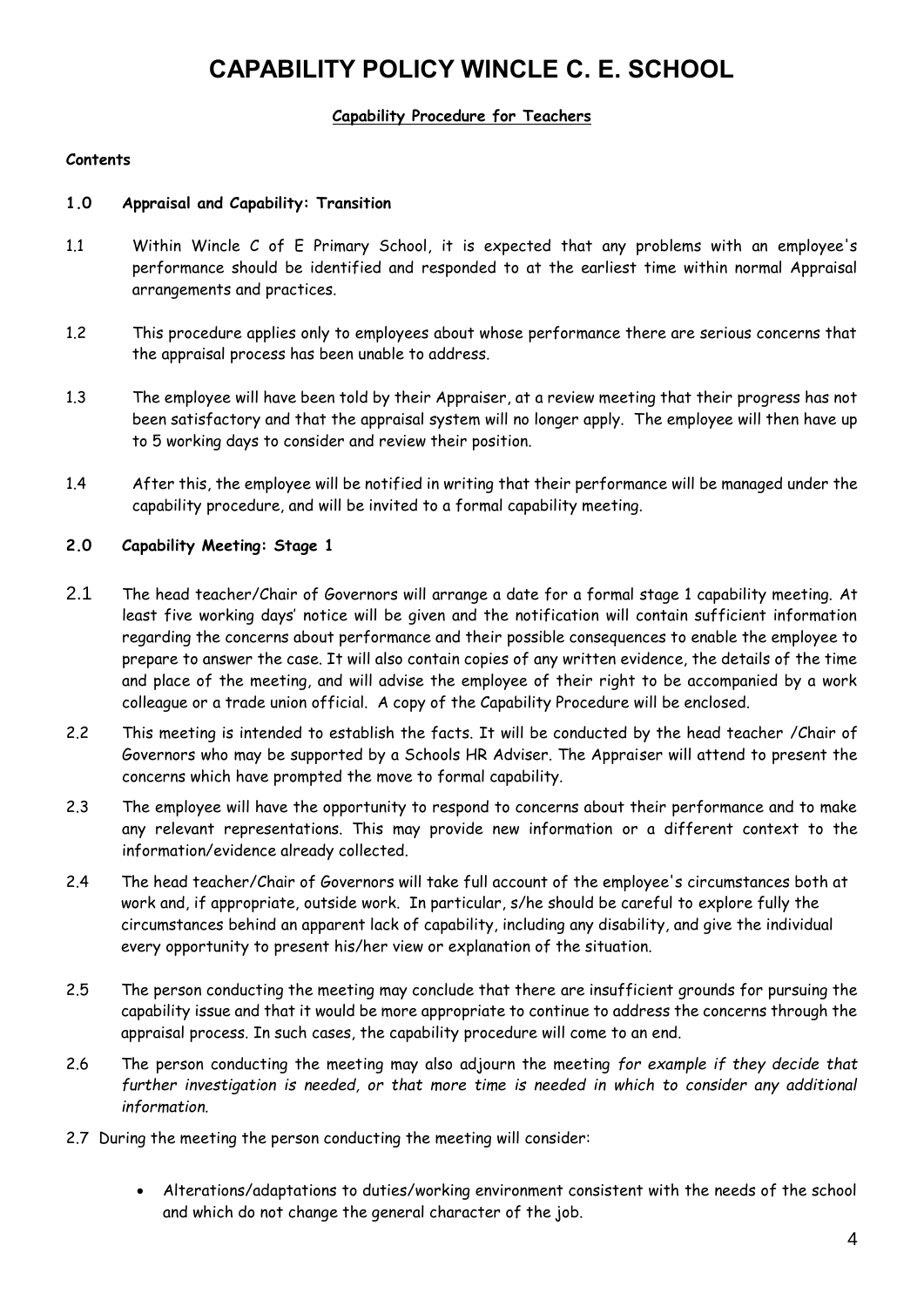# CAPABILITY POLICY WINCLE C. E. SCHOOL

**Capability Procedure for Teachers**

**Contents**

**1.0 Appraisal and Capability: Transition**

1.1 Within Wincle C of E Primary School, it is expected that any problems with an employee's performance should be identified and responded to at the earliest time within normal Appraisal arrangements and practices.

1.2 This procedure applies only to employees about whose performance there are serious concerns that the appraisal process has been unable to address.

1.3 The employee will have been told by their Appraiser, at a review meeting that their progress has not been satisfactory and that the appraisal system will no longer apply. The employee will then have up to 5 working days to consider and review their position.

1.4 After this, the employee will be notified in writing that their performance will be managed under the capability procedure, and will be invited to a formal capability meeting.

**2.0 Capability Meeting: Stage 1**

2.1 The head teacher/Chair of Governors will arrange a date for a formal stage 1 capability meeting. At least five working days' notice will be given and the notification will contain sufficient information regarding the concerns about performance and their possible consequences to enable the employee to prepare to answer the case. It will also contain copies of any written evidence, the details of the time and place of the meeting, and will advise the employee of their right to be accompanied by a work colleague or a trade union official. A copy of the Capability Procedure will be enclosed.

2.2 This meeting is intended to establish the facts. It will be conducted by the head teacher /Chair of Governors who may be supported by a Schools HR Adviser. The Appraiser will attend to present the concerns which have prompted the move to formal capability.

2.3 The employee will have the opportunity to respond to concerns about their performance and to make any relevant representations. This may provide new information or a different context to the information/evidence already collected.

2.4 The head teacher/Chair of Governors will take full account of the employee's circumstances both at work and, if appropriate, outside work. In particular, s/he should be careful to explore fully the circumstances behind an apparent lack of capability, including any disability, and give the individual every opportunity to present his/her view or explanation of the situation.

2.5 The person conducting the meeting may conclude that there are insufficient grounds for pursuing the capability issue and that it would be more appropriate to continue to address the concerns through the appraisal process. In such cases, the capability procedure will come to an end.

2.6 The person conducting the meeting may also adjourn the meeting *for example if they decide that further investigation is needed, or that more time is needed in which to consider any additional information.*

2.7 During the meeting the person conducting the meeting will consider:

- Alterations/adaptations to duties/working environment consistent with the needs of the school and which do not change the general character of the job.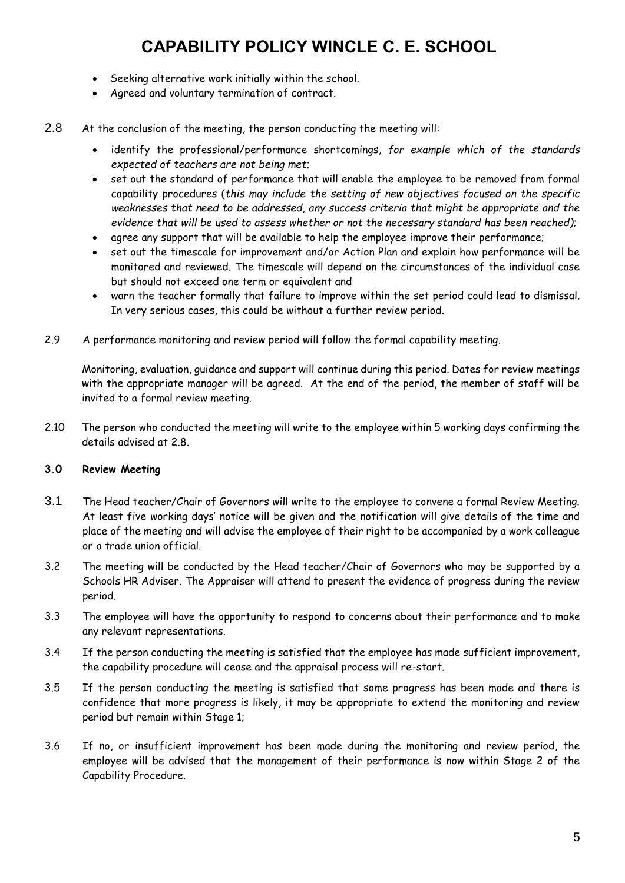- Seeking alternative work initially within the school.
- Agreed and voluntary termination of contract.

2.8 At the conclusion of the meeting, the person conducting the meeting will:

- identify the professional/performance shortcomings, *for example which of the standards expected of teachers are not being met;*
- set out the standard of performance that will enable the employee to be removed from formal capability procedures (*this may include the setting of new objectives focused on the specific weaknesses that need to be addressed, any success criteria that might be appropriate and the evidence that will be used to assess whether or not the necessary standard has been reached);*
- agree any support that will be available to help the employee improve their performance;
- set out the timescale for improvement and/or Action Plan and explain how performance will be monitored and reviewed. The timescale will depend on the circumstances of the individual case but should not exceed one term or equivalent and
- warn the teacher formally that failure to improve within the set period could lead to dismissal. In very serious cases, this could be without a further review period.

2.9 A performance monitoring and review period will follow the formal capability meeting.

Monitoring, evaluation, guidance and support will continue during this period. Dates for review meetings with the appropriate manager will be agreed. At the end of the period, the member of staff will be invited to a formal review meeting.

2.10 The person who conducted the meeting will write to the employee within 5 working days confirming the details advised at 2.8.

**3.0 Review Meeting**

3.1 The Head teacher/Chair of Governors will write to the employee to convene a formal Review Meeting. At least five working days' notice will be given and the notification will give details of the time and place of the meeting and will advise the employee of their right to be accompanied by a work colleague or a trade union official.

3.2 The meeting will be conducted by the Head teacher/Chair of Governors who may be supported by a Schools HR Adviser. The Appraiser will attend to present the evidence of progress during the review period.

3.3 The employee will have the opportunity to respond to concerns about their performance and to make any relevant representations.

3.4 If the person conducting the meeting is satisfied that the employee has made sufficient improvement, the capability procedure will cease and the appraisal process will re-start.

3.5 If the person conducting the meeting is satisfied that some progress has been made and there is confidence that more progress is likely, it may be appropriate to extend the monitoring and review period but remain within Stage 1;

3.6 If no, or insufficient improvement has been made during the monitoring and review period, the employee will be advised that the management of their performance is now within Stage 2 of the Capability Procedure.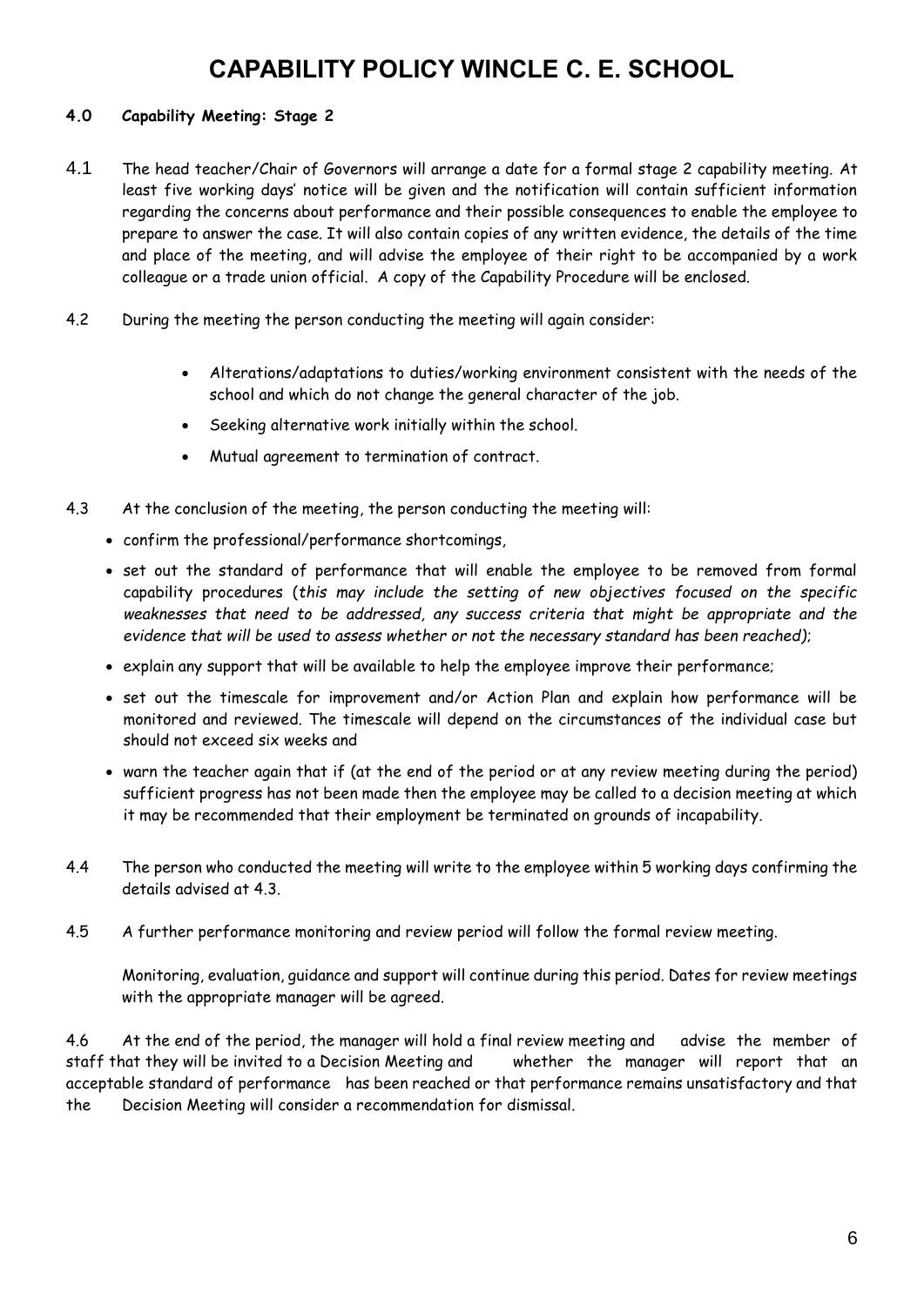# CAPABILITY POLICY WINCLE C. E. SCHOOL

**4.0 Capability Meeting: Stage 2**

4.1 The head teacher/Chair of Governors will arrange a date for a formal stage 2 capability meeting. At least five working days' notice will be given and the notification will contain sufficient information regarding the concerns about performance and their possible consequences to enable the employee to prepare to answer the case. It will also contain copies of any written evidence, the details of the time and place of the meeting, and will advise the employee of their right to be accompanied by a work colleague or a trade union official. A copy of the Capability Procedure will be enclosed.

4.2 During the meeting the person conducting the meeting will again consider:

- Alterations/adaptations to duties/working environment consistent with the needs of the school and which do not change the general character of the job.
- Seeking alternative work initially within the school.
- Mutual agreement to termination of contract.

4.3 At the conclusion of the meeting, the person conducting the meeting will:

- confirm the professional/performance shortcomings,
- set out the standard of performance that will enable the employee to be removed from formal capability procedures (*this may include the setting of new objectives focused on the specific weaknesses that need to be addressed, any success criteria that might be appropriate and the evidence that will be used to assess whether or not the necessary standard has been reached)*;
- explain any support that will be available to help the employee improve their performance;
- set out the timescale for improvement and/or Action Plan and explain how performance will be monitored and reviewed. The timescale will depend on the circumstances of the individual case but should not exceed six weeks and
- warn the teacher again that if (at the end of the period or at any review meeting during the period) sufficient progress has not been made then the employee may be called to a decision meeting at which it may be recommended that their employment be terminated on grounds of incapability.

4.4 The person who conducted the meeting will write to the employee within 5 working days confirming the details advised at 4.3.

4.5 A further performance monitoring and review period will follow the formal review meeting.

Monitoring, evaluation, guidance and support will continue during this period. Dates for review meetings with the appropriate manager will be agreed.

4.6 At the end of the period, the manager will hold a final review meeting and advise the member of staff that they will be invited to a Decision Meeting and whether the manager will report that an acceptable standard of performance has been reached or that performance remains unsatisfactory and that the Decision Meeting will consider a recommendation for dismissal.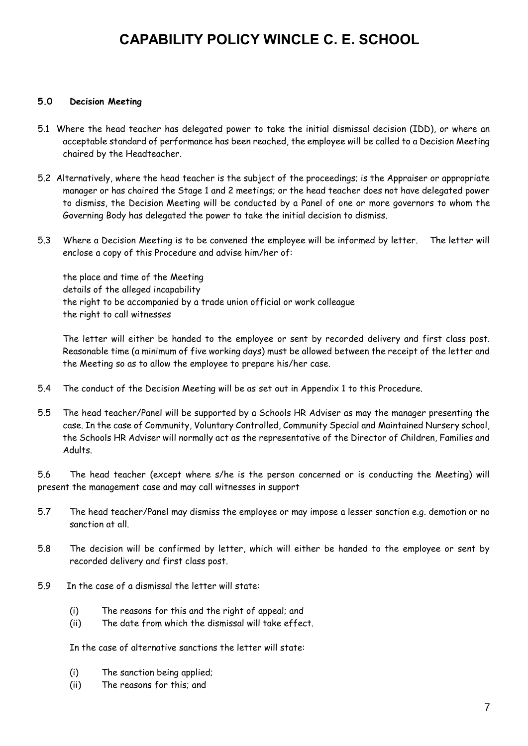# CAPABILITY POLICY WINCLE C. E. SCHOOL

**5.0 Decision Meeting**

5.1 Where the head teacher has delegated power to take the initial dismissal decision (IDD), or where an acceptable standard of performance has been reached, the employee will be called to a Decision Meeting chaired by the Headteacher.

5.2 Alternatively, where the head teacher is the subject of the proceedings; is the Appraiser or appropriate manager or has chaired the Stage 1 and 2 meetings; or the head teacher does not have delegated power to dismiss, the Decision Meeting will be conducted by a Panel of one or more governors to whom the Governing Body has delegated the power to take the initial decision to dismiss.

5.3 Where a Decision Meeting is to be convened the employee will be informed by letter. The letter will enclose a copy of this Procedure and advise him/her of:

the place and time of the Meeting
details of the alleged incapability
the right to be accompanied by a trade union official or work colleague
the right to call witnesses

The letter will either be handed to the employee or sent by recorded delivery and first class post. Reasonable time (a minimum of five working days) must be allowed between the receipt of the letter and the Meeting so as to allow the employee to prepare his/her case.

5.4 The conduct of the Decision Meeting will be as set out in Appendix 1 to this Procedure.

5.5 The head teacher/Panel will be supported by a Schools HR Adviser as may the manager presenting the case. In the case of Community, Voluntary Controlled, Community Special and Maintained Nursery school, the Schools HR Adviser will normally act as the representative of the Director of Children, Families and Adults.

5.6 The head teacher (except where s/he is the person concerned or is conducting the Meeting) will present the management case and may call witnesses in support

5.7 The head teacher/Panel may dismiss the employee or may impose a lesser sanction e.g. demotion or no sanction at all.

5.8 The decision will be confirmed by letter, which will either be handed to the employee or sent by recorded delivery and first class post.

5.9 In the case of a dismissal the letter will state:

(i) The reasons for this and the right of appeal; and
(ii) The date from which the dismissal will take effect.

In the case of alternative sanctions the letter will state:

(i) The sanction being applied;
(ii) The reasons for this; and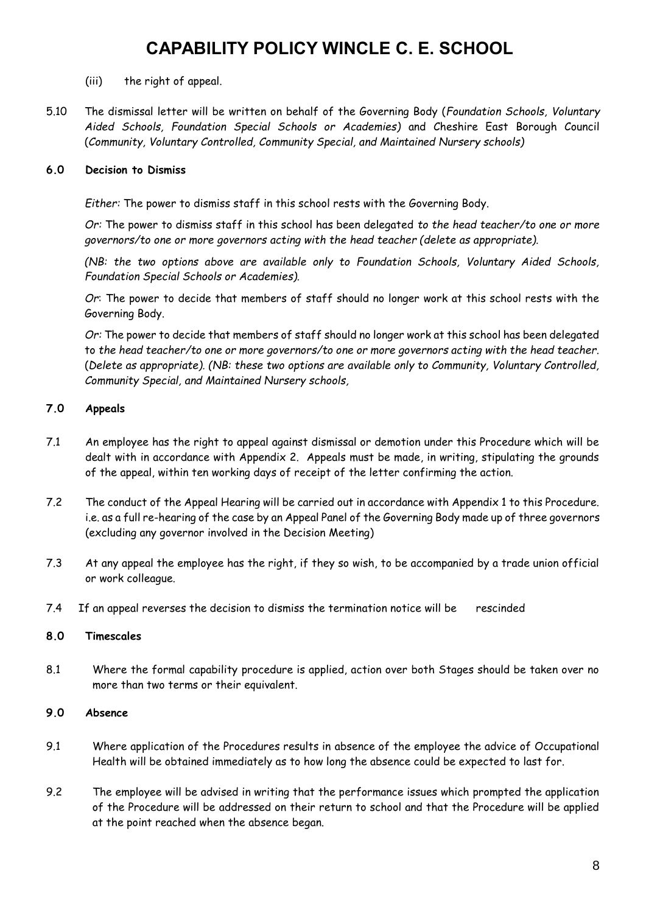(iii) the right of appeal.

5.10 The dismissal letter will be written on behalf of the Governing Body (*Foundation Schools, Voluntary Aided Schools, Foundation Special Schools or Academies)* and Cheshire East Borough Council (*Community, Voluntary Controlled, Community Special, and Maintained Nursery schools)*

**6.0 Decision to Dismiss**

*Either:* The power to dismiss staff in this school rests with the Governing Body.

*Or:* The power to dismiss staff in this school has been delegated *to the head teacher/to one or more governors/to one or more governors acting with the head teacher (delete as appropriate).*

*(NB: the two options above are available only to Foundation Schools, Voluntary Aided Schools, Foundation Special Schools or Academies).*

*Or*: The power to decide that members of staff should no longer work at this school rests with the Governing Body.

*Or:* The power to decide that members of staff should no longer work at this school has been delegated to *the head teacher/to one or more governors/to one or more governors acting with the head teacher.* (*Delete as appropriate). (NB: these two options are available only to Community, Voluntary Controlled, Community Special, and Maintained Nursery schools,*

**7.0 Appeals**

7.1 An employee has the right to appeal against dismissal or demotion under this Procedure which will be dealt with in accordance with Appendix 2. Appeals must be made, in writing, stipulating the grounds of the appeal, within ten working days of receipt of the letter confirming the action.

7.2 The conduct of the Appeal Hearing will be carried out in accordance with Appendix 1 to this Procedure. i.e. as a full re-hearing of the case by an Appeal Panel of the Governing Body made up of three governors (excluding any governor involved in the Decision Meeting)

7.3 At any appeal the employee has the right, if they so wish, to be accompanied by a trade union official or work colleague.

7.4 If an appeal reverses the decision to dismiss the termination notice will be rescinded

**8.0 Timescales**

8.1 Where the formal capability procedure is applied, action over both Stages should be taken over no more than two terms or their equivalent.

**9.0 Absence**

9.1 Where application of the Procedures results in absence of the employee the advice of Occupational Health will be obtained immediately as to how long the absence could be expected to last for.

9.2 The employee will be advised in writing that the performance issues which prompted the application of the Procedure will be addressed on their return to school and that the Procedure will be applied at the point reached when the absence began.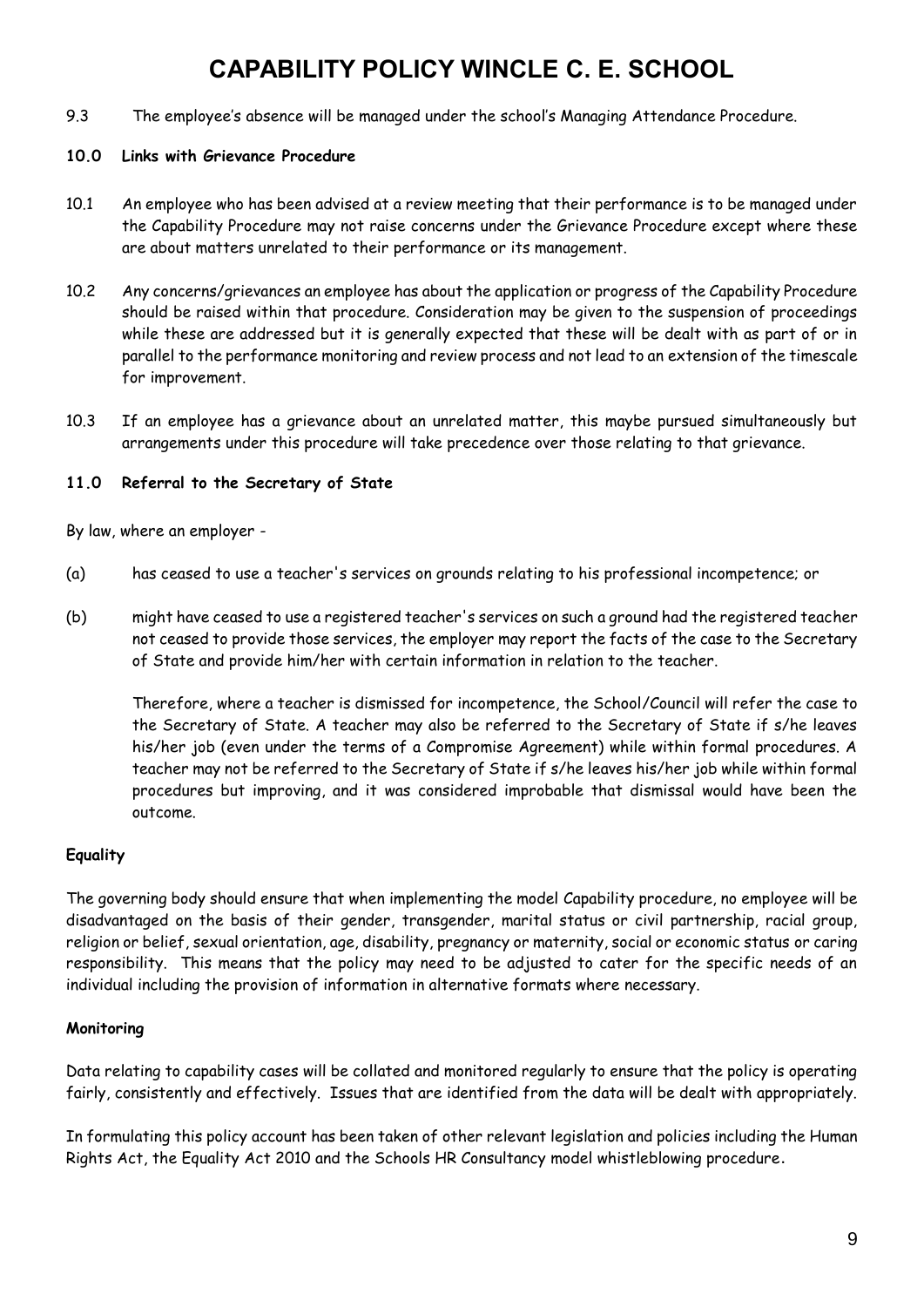9.3 The employee's absence will be managed under the school's Managing Attendance Procedure.

**10.0 Links with Grievance Procedure**

10.1 An employee who has been advised at a review meeting that their performance is to be managed under the Capability Procedure may not raise concerns under the Grievance Procedure except where these are about matters unrelated to their performance or its management.

10.2 Any concerns/grievances an employee has about the application or progress of the Capability Procedure should be raised within that procedure. Consideration may be given to the suspension of proceedings while these are addressed but it is generally expected that these will be dealt with as part of or in parallel to the performance monitoring and review process and not lead to an extension of the timescale for improvement.

10.3 If an employee has a grievance about an unrelated matter, this maybe pursued simultaneously but arrangements under this procedure will take precedence over those relating to that grievance.

**11.0 Referral to the Secretary of State**

By law, where an employer -

(a) has ceased to use a teacher's services on grounds relating to his professional incompetence; or

(b) might have ceased to use a registered teacher's services on such a ground had the registered teacher not ceased to provide those services, the employer may report the facts of the case to the Secretary of State and provide him/her with certain information in relation to the teacher.

Therefore, where a teacher is dismissed for incompetence, the School/Council will refer the case to the Secretary of State. A teacher may also be referred to the Secretary of State if s/he leaves his/her job (even under the terms of a Compromise Agreement) while within formal procedures. A teacher may not be referred to the Secretary of State if s/he leaves his/her job while within formal procedures but improving, and it was considered improbable that dismissal would have been the outcome.

**Equality**

The governing body should ensure that when implementing the model Capability procedure, no employee will be disadvantaged on the basis of their gender, transgender, marital status or civil partnership, racial group, religion or belief, sexual orientation, age, disability, pregnancy or maternity, social or economic status or caring responsibility. This means that the policy may need to be adjusted to cater for the specific needs of an individual including the provision of information in alternative formats where necessary.

**Monitoring**

Data relating to capability cases will be collated and monitored regularly to ensure that the policy is operating fairly, consistently and effectively. Issues that are identified from the data will be dealt with appropriately.

In formulating this policy account has been taken of other relevant legislation and policies including the Human Rights Act, the Equality Act 2010 and the Schools HR Consultancy model whistleblowing procedure.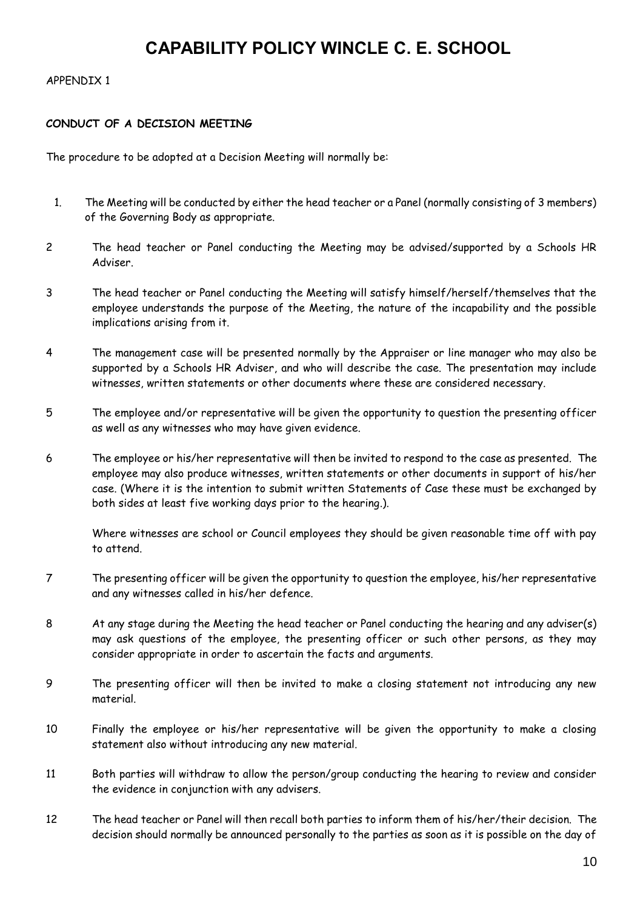# CAPABILITY POLICY WINCLE C. E. SCHOOL

APPENDIX 1

**CONDUCT OF A DECISION MEETING**

The procedure to be adopted at a Decision Meeting will normally be:

1. The Meeting will be conducted by either the head teacher or a Panel (normally consisting of 3 members) of the Governing Body as appropriate.

2. The head teacher or Panel conducting the Meeting may be advised/supported by a Schools HR Adviser.

3. The head teacher or Panel conducting the Meeting will satisfy himself/herself/themselves that the employee understands the purpose of the Meeting, the nature of the incapability and the possible implications arising from it.

4. The management case will be presented normally by the Appraiser or line manager who may also be supported by a Schools HR Adviser, and who will describe the case. The presentation may include witnesses, written statements or other documents where these are considered necessary.

5. The employee and/or representative will be given the opportunity to question the presenting officer as well as any witnesses who may have given evidence.

6. The employee or his/her representative will then be invited to respond to the case as presented. The employee may also produce witnesses, written statements or other documents in support of his/her case. (Where it is the intention to submit written Statements of Case these must be exchanged by both sides at least five working days prior to the hearing.).

   Where witnesses are school or Council employees they should be given reasonable time off with pay to attend.

7. The presenting officer will be given the opportunity to question the employee, his/her representative and any witnesses called in his/her defence.

8. At any stage during the Meeting the head teacher or Panel conducting the hearing and any adviser(s) may ask questions of the employee, the presenting officer or such other persons, as they may consider appropriate in order to ascertain the facts and arguments.

9. The presenting officer will then be invited to make a closing statement not introducing any new material.

10. Finally the employee or his/her representative will be given the opportunity to make a closing statement also without introducing any new material.

11. Both parties will withdraw to allow the person/group conducting the hearing to review and consider the evidence in conjunction with any advisers.

12. The head teacher or Panel will then recall both parties to inform them of his/her/their decision. The decision should normally be announced personally to the parties as soon as it is possible on the day of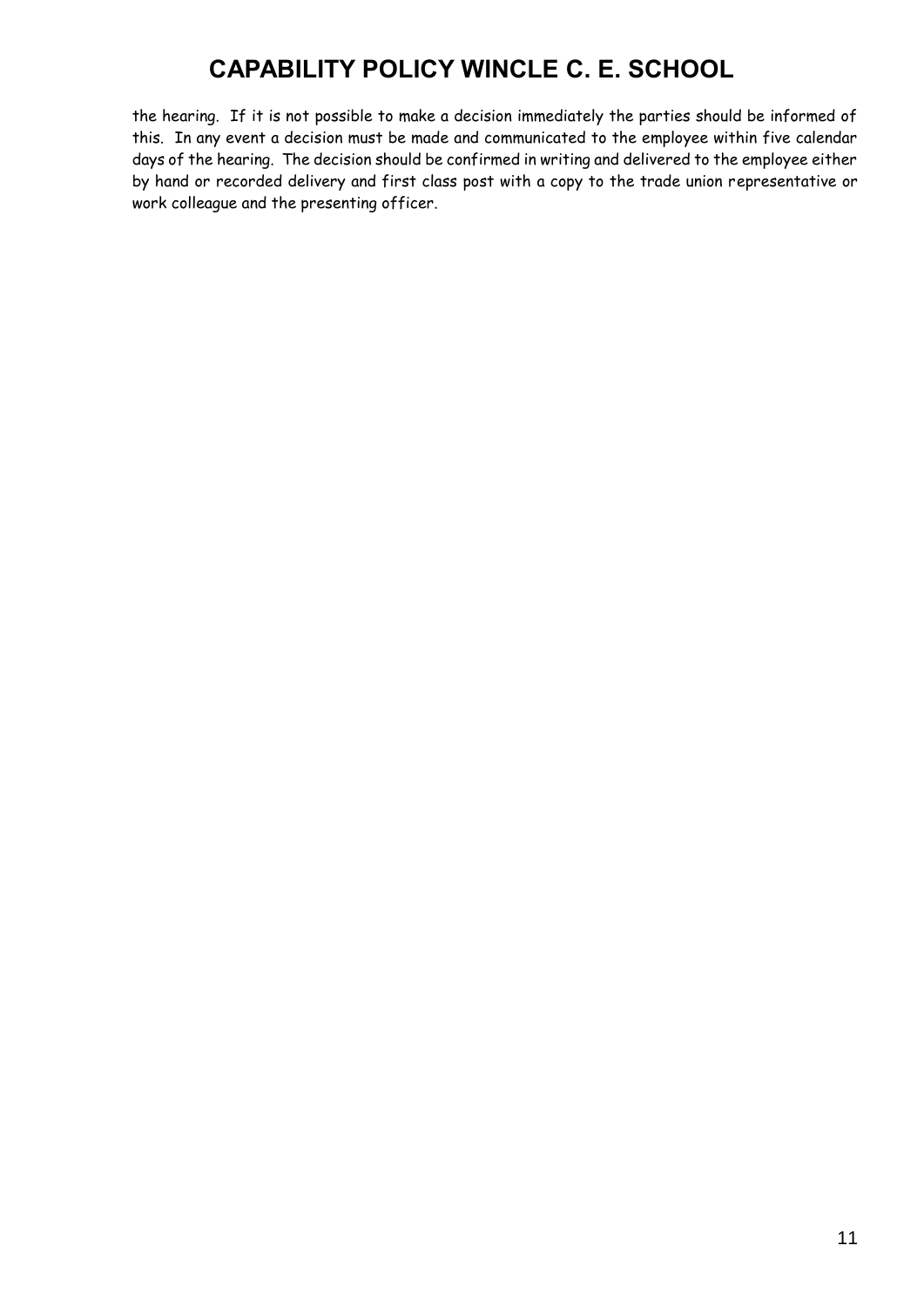the hearing. If it is not possible to make a decision immediately the parties should be informed of this. In any event a decision must be made and communicated to the employee within five calendar days of the hearing. The decision should be confirmed in writing and delivered to the employee either by hand or recorded delivery and first class post with a copy to the trade union representative or work colleague and the presenting officer.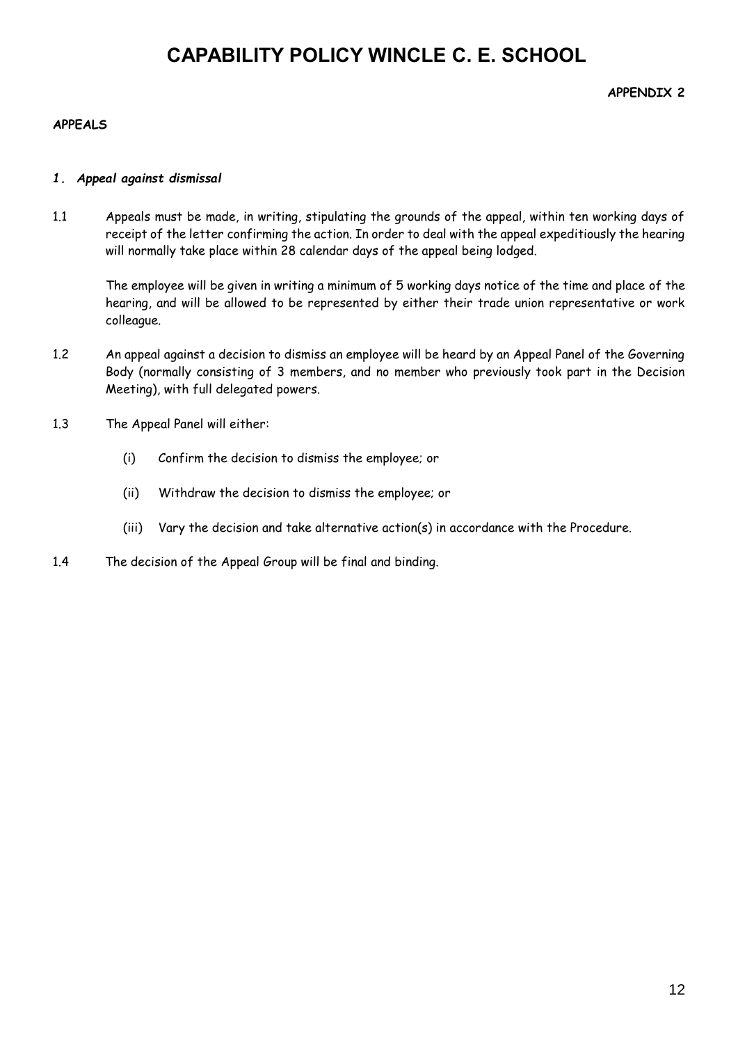# CAPABILITY POLICY WINCLE C. E. SCHOOL

**APPENDIX 2**

**APPEALS**

***1. Appeal against dismissal***

1.1 Appeals must be made, in writing, stipulating the grounds of the appeal, within ten working days of receipt of the letter confirming the action. In order to deal with the appeal expeditiously the hearing will normally take place within 28 calendar days of the appeal being lodged.

The employee will be given in writing a minimum of 5 working days notice of the time and place of the hearing, and will be allowed to be represented by either their trade union representative or work colleague.

1.2 An appeal against a decision to dismiss an employee will be heard by an Appeal Panel of the Governing Body (normally consisting of 3 members, and no member who previously took part in the Decision Meeting), with full delegated powers.

1.3 The Appeal Panel will either:

(i) Confirm the decision to dismiss the employee; or

(ii) Withdraw the decision to dismiss the employee; or

(iii) Vary the decision and take alternative action(s) in accordance with the Procedure.

1.4 The decision of the Appeal Group will be final and binding.